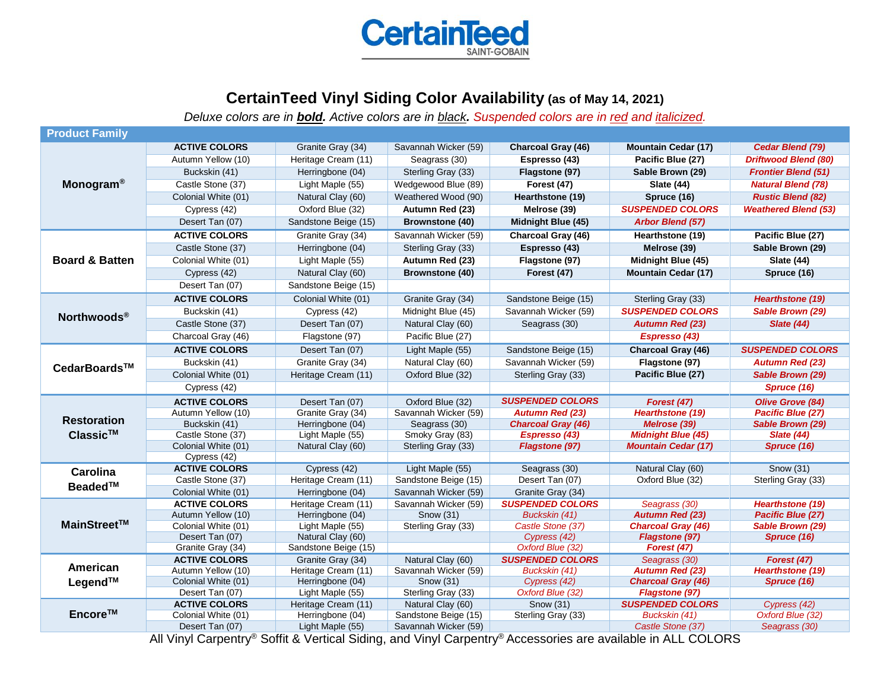# CertainTeed
SAINT-GOBAIN

## CertainTeed Vinyl Siding Color Availability (as of May 14, 2021)

*Deluxe colors are in **bold**. Active colors are in black. Suspended colors are in red and italicized.*

| Product Family | | | | | | |
|---|---|---|---|---|---|---|
| **Monogram®** | **ACTIVE COLORS** | Granite Gray (34) | Savannah Wicker (59) | **Charcoal Gray (46)** | **Mountain Cedar (17)** | ***Cedar Blend (79)*** |
| | Autumn Yellow (10) | Heritage Cream (11) | Seagrass (30) | **Espresso (43)** | **Pacific Blue (27)** | ***Driftwood Blend (80)*** |
| | Buckskin (41) | Herringbone (04) | Sterling Gray (33) | **Flagstone (97)** | **Sable Brown (29)** | ***Frontier Blend (51)*** |
| | Castle Stone (37) | Light Maple (55) | Wedgewood Blue (89) | **Forest (47)** | **Slate (44)** | ***Natural Blend (78)*** |
| | Colonial White (01) | Natural Clay (60) | Weathered Wood (90) | **Hearthstone (19)** | **Spruce (16)** | ***Rustic Blend (82)*** |
| | Cypress (42) | Oxford Blue (32) | **Autumn Red (23)** | **Melrose (39)** | ***SUSPENDED COLORS*** | ***Weathered Blend (53)*** |
| | Desert Tan (07) | Sandstone Beige (15) | **Brownstone (40)** | **Midnight Blue (45)** | ***Arbor Blend (57)*** | |
| **Board & Batten** | **ACTIVE COLORS** | Granite Gray (34) | Savannah Wicker (59) | **Charcoal Gray (46)** | **Hearthstone (19)** | **Pacific Blue (27)** |
| | Castle Stone (37) | Herringbone (04) | Sterling Gray (33) | **Espresso (43)** | **Melrose (39)** | **Sable Brown (29)** |
| | Colonial White (01) | Light Maple (55) | **Autumn Red (23)** | **Flagstone (97)** | **Midnight Blue (45)** | **Slate (44)** |
| | Cypress (42) | Natural Clay (60) | **Brownstone (40)** | **Forest (47)** | **Mountain Cedar (17)** | **Spruce (16)** |
| | Desert Tan (07) | Sandstone Beige (15) | | | | |
| **Northwoods®** | **ACTIVE COLORS** | Colonial White (01) | Granite Gray (34) | Sandstone Beige (15) | Sterling Gray (33) | ***Hearthstone (19)*** |
| | Buckskin (41) | Cypress (42) | Midnight Blue (45) | Savannah Wicker (59) | ***SUSPENDED COLORS*** | ***Sable Brown (29)*** |
| | Castle Stone (37) | Desert Tan (07) | Natural Clay (60) | Seagrass (30) | ***Autumn Red (23)*** | ***Slate (44)*** |
| | Charcoal Gray (46) | Flagstone (97) | Pacific Blue (27) | | ***Espresso (43)*** | |
| **CedarBoards™** | **ACTIVE COLORS** | Desert Tan (07) | Light Maple (55) | Sandstone Beige (15) | **Charcoal Gray (46)** | ***SUSPENDED COLORS*** |
| | Buckskin (41) | Granite Gray (34) | Natural Clay (60) | Savannah Wicker (59) | **Flagstone (97)** | ***Autumn Red (23)*** |
| | Colonial White (01) | Heritage Cream (11) | Oxford Blue (32) | Sterling Gray (33) | **Pacific Blue (27)** | ***Sable Brown (29)*** |
| | Cypress (42) | | | | | ***Spruce (16)*** |
| **Restoration Classic™** | **ACTIVE COLORS** | Desert Tan (07) | Oxford Blue (32) | ***SUSPENDED COLORS*** | ***Forest (47)*** | ***Olive Grove (84)*** |
| | Autumn Yellow (10) | Granite Gray (34) | Savannah Wicker (59) | ***Autumn Red (23)*** | ***Hearthstone (19)*** | ***Pacific Blue (27)*** |
| | Buckskin (41) | Herringbone (04) | Seagrass (30) | ***Charcoal Gray (46)*** | ***Melrose (39)*** | ***Sable Brown (29)*** |
| | Castle Stone (37) | Light Maple (55) | Smoky Gray (83) | ***Espresso (43)*** | ***Midnight Blue (45)*** | ***Slate (44)*** |
| | Colonial White (01) | Natural Clay (60) | Sterling Gray (33) | ***Flagstone (97)*** | ***Mountain Cedar (17)*** | ***Spruce (16)*** |
| | Cypress (42) | | | | | |
| **Carolina Beaded™** | **ACTIVE COLORS** | Cypress (42) | Light Maple (55) | Seagrass (30) | Natural Clay (60) | Snow (31) |
| | Castle Stone (37) | Heritage Cream (11) | Sandstone Beige (15) | Desert Tan (07) | Oxford Blue (32) | Sterling Gray (33) |
| | Colonial White (01) | Herringbone (04) | Savannah Wicker (59) | Granite Gray (34) | | |
| **MainStreet™** | **ACTIVE COLORS** | Heritage Cream (11) | Savannah Wicker (59) | ***SUSPENDED COLORS*** | *Seagrass (30)* | ***Hearthstone (19)*** |
| | Autumn Yellow (10) | Herringbone (04) | Snow (31) | *Buckskin (41)* | ***Autumn Red (23)*** | ***Pacific Blue (27)*** |
| | Colonial White (01) | Light Maple (55) | Sterling Gray (33) | *Castle Stone (37)* | ***Charcoal Gray (46)*** | ***Sable Brown (29)*** |
| | Desert Tan (07) | Natural Clay (60) | | *Cypress (42)* | ***Flagstone (97)*** | ***Spruce (16)*** |
| | Granite Gray (34) | Sandstone Beige (15) | | *Oxford Blue (32)* | ***Forest (47)*** | |
| **American Legend™** | **ACTIVE COLORS** | Granite Gray (34) | Natural Clay (60) | ***SUSPENDED COLORS*** | *Seagrass (30)* | ***Forest (47)*** |
| | Autumn Yellow (10) | Heritage Cream (11) | Savannah Wicker (59) | *Buckskin (41)* | ***Autumn Red (23)*** | ***Hearthstone (19)*** |
| | Colonial White (01) | Herringbone (04) | Snow (31) | *Cypress (42)* | ***Charcoal Gray (46)*** | ***Spruce (16)*** |
| | Desert Tan (07) | Light Maple (55) | Sterling Gray (33) | *Oxford Blue (32)* | ***Flagstone (97)*** | |
| **Encore™** | **ACTIVE COLORS** | Heritage Cream (11) | Natural Clay (60) | Snow (31) | ***SUSPENDED COLORS*** | *Cypress (42)* |
| | Colonial White (01) | Herringbone (04) | Sandstone Beige (15) | Sterling Gray (33) | *Buckskin (41)* | *Oxford Blue (32)* |
| | Desert Tan (07) | Light Maple (55) | Savannah Wicker (59) | | *Castle Stone (37)* | *Seagrass (30)* |

All Vinyl Carpentry® Soffit & Vertical Siding, and Vinyl Carpentry® Accessories are available in ALL COLORS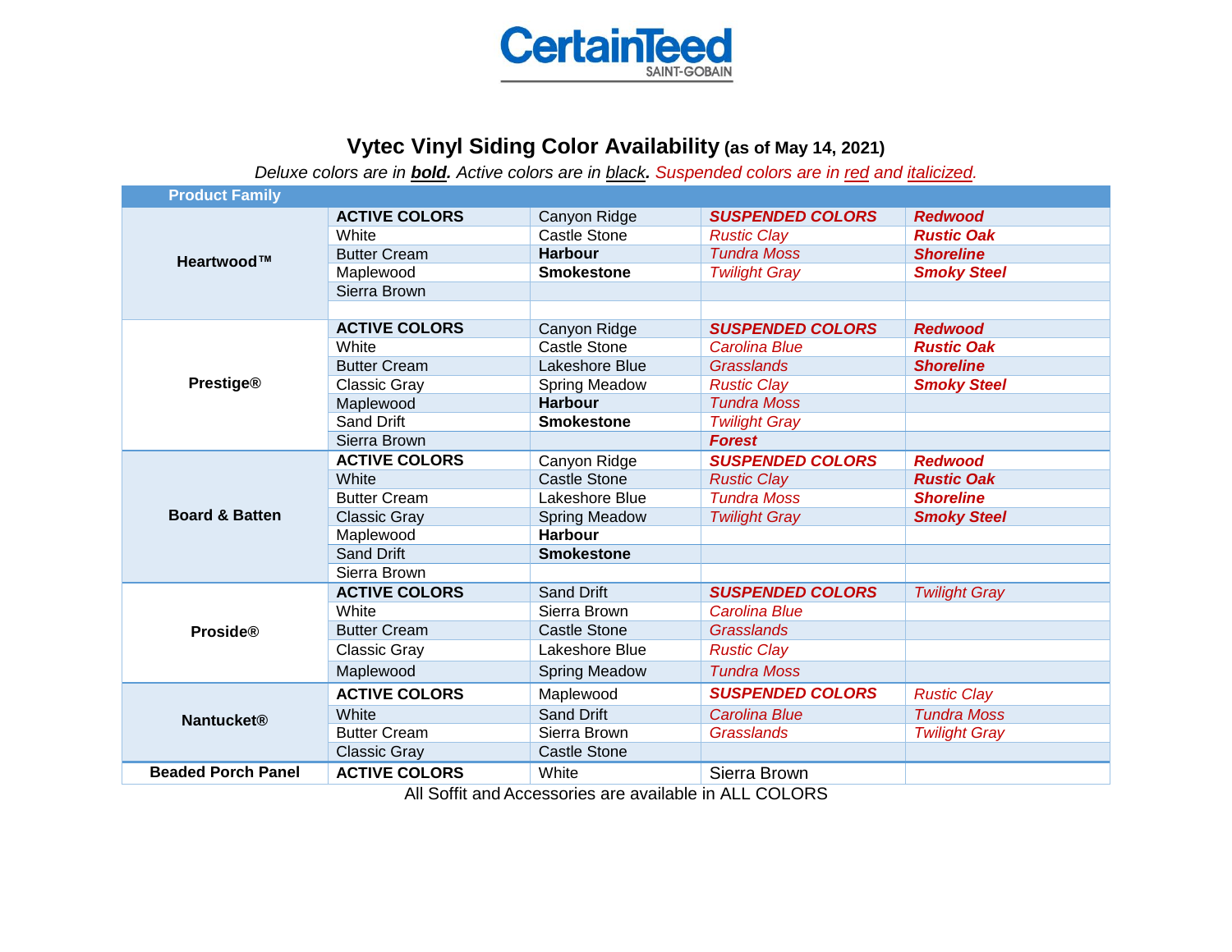CertainTeed SAINT-GOBAIN

## Vytec Vinyl Siding Color Availability (as of May 14, 2021)

*Deluxe colors are in **bold**. Active colors are in black. Suspended colors are in red and italicized.*

| Product Family | | | | |
|---|---|---|---|---|
| **Heartwood™** | **ACTIVE COLORS** | Canyon Ridge | ***SUSPENDED COLORS*** | ***Redwood*** |
| | White | Castle Stone | *Rustic Clay* | ***Rustic Oak*** |
| | Butter Cream | **Harbour** | *Tundra Moss* | ***Shoreline*** |
| | Maplewood | **Smokestone** | *Twilight Gray* | ***Smoky Steel*** |
| | Sierra Brown | | | |
| | | | | |
| **Prestige®** | **ACTIVE COLORS** | Canyon Ridge | ***SUSPENDED COLORS*** | ***Redwood*** |
| | White | Castle Stone | *Carolina Blue* | ***Rustic Oak*** |
| | Butter Cream | Lakeshore Blue | *Grasslands* | ***Shoreline*** |
| | Classic Gray | Spring Meadow | *Rustic Clay* | ***Smoky Steel*** |
| | Maplewood | **Harbour** | *Tundra Moss* | |
| | Sand Drift | **Smokestone** | *Twilight Gray* | |
| | Sierra Brown | | ***Forest*** | |
| **Board & Batten** | **ACTIVE COLORS** | Canyon Ridge | ***SUSPENDED COLORS*** | ***Redwood*** |
| | White | Castle Stone | *Rustic Clay* | ***Rustic Oak*** |
| | Butter Cream | Lakeshore Blue | *Tundra Moss* | ***Shoreline*** |
| | Classic Gray | Spring Meadow | *Twilight Gray* | ***Smoky Steel*** |
| | Maplewood | **Harbour** | | |
| | Sand Drift | **Smokestone** | | |
| | Sierra Brown | | | |
| **Proside®** | **ACTIVE COLORS** | Sand Drift | ***SUSPENDED COLORS*** | *Twilight Gray* |
| | White | Sierra Brown | *Carolina Blue* | |
| | Butter Cream | Castle Stone | *Grasslands* | |
| | Classic Gray | Lakeshore Blue | *Rustic Clay* | |
| | Maplewood | Spring Meadow | *Tundra Moss* | |
| **Nantucket®** | **ACTIVE COLORS** | Maplewood | ***SUSPENDED COLORS*** | *Rustic Clay* |
| | White | Sand Drift | *Carolina Blue* | *Tundra Moss* |
| | Butter Cream | Sierra Brown | *Grasslands* | *Twilight Gray* |
| | Classic Gray | Castle Stone | | |
| **Beaded Porch Panel** | **ACTIVE COLORS** | White | Sierra Brown | |

All Soffit and Accessories are available in ALL COLORS